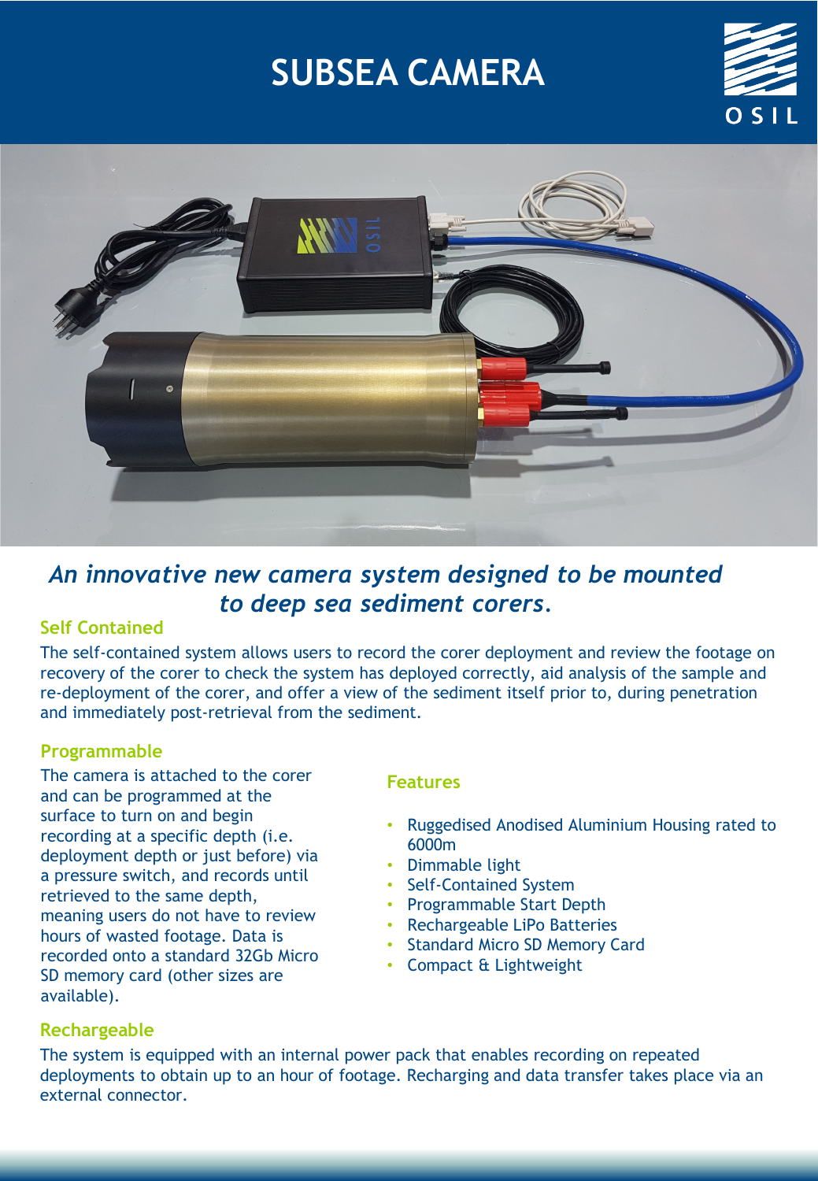# SUBSEA CAMERA

*An innovative new camera system designed to be mounted to deep sea sediment corers.*

## Self Contained

The self-contained system allows users to record the corer deployment and review the footage on recovery of the corer to check the system has deployed correctly, aid analysis of the sample and re-deployment of the corer, and offer a view of the sediment itself prior to, during penetration and immediately post-retrieval from the sediment.

## Programmable

The camera is attached to the corer and can be programmed at the surface to turn on and begin recording at a specific depth (i.e. deployment depth or just before) via a pressure switch, and records until retrieved to the same depth, meaning users do not have to review hours of wasted footage. Data is recorded onto a standard 32Gb Micro SD memory card (other sizes are available).

## Features

- Ruggedised Anodised Aluminium Housing rated to 6000m
- Dimmable light
- Self-Contained System
- Programmable Start Depth
- Rechargeable LiPo Batteries
- Standard Micro SD Memory Card
- Compact & Lightweight

## Rechargeable

The system is equipped with an internal power pack that enables recording on repeated deployments to obtain up to an hour of footage. Recharging and data transfer takes place via an external connector.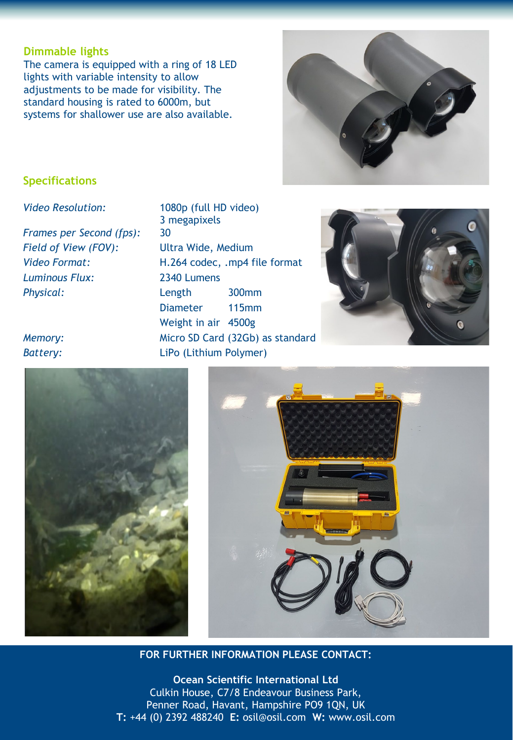## Dimmable lights

The camera is equipped with a ring of 18 LED lights with variable intensity to allow adjustments to be made for visibility. The standard housing is rated to 6000m, but systems for shallower use are also available.

## Specifications

| | | |
|---|---|---|
| *Video Resolution:* | 1080p (full HD video)<br>3 megapixels | |
| *Frames per Second (fps):* | 30 | |
| *Field of View (FOV):* | Ultra Wide, Medium | |
| *Video Format:* | H.264 codec, .mp4 file format | |
| *Luminous Flux:* | 2340 Lumens | |
| *Physical:* | Length | 300mm |
| | Diameter | 115mm |
| | Weight in air | 4500g |
| *Memory:* | Micro SD Card (32Gb) as standard | |
| *Battery:* | LiPo (Lithium Polymer) | |

**FOR FURTHER INFORMATION PLEASE CONTACT:**

**Ocean Scientific International Ltd**
Culkin House, C7/8 Endeavour Business Park,
Penner Road, Havant, Hampshire PO9 1QN, UK
**T:** +44 (0) 2392 488240 **E:** osil@osil.com **W:** www.osil.com